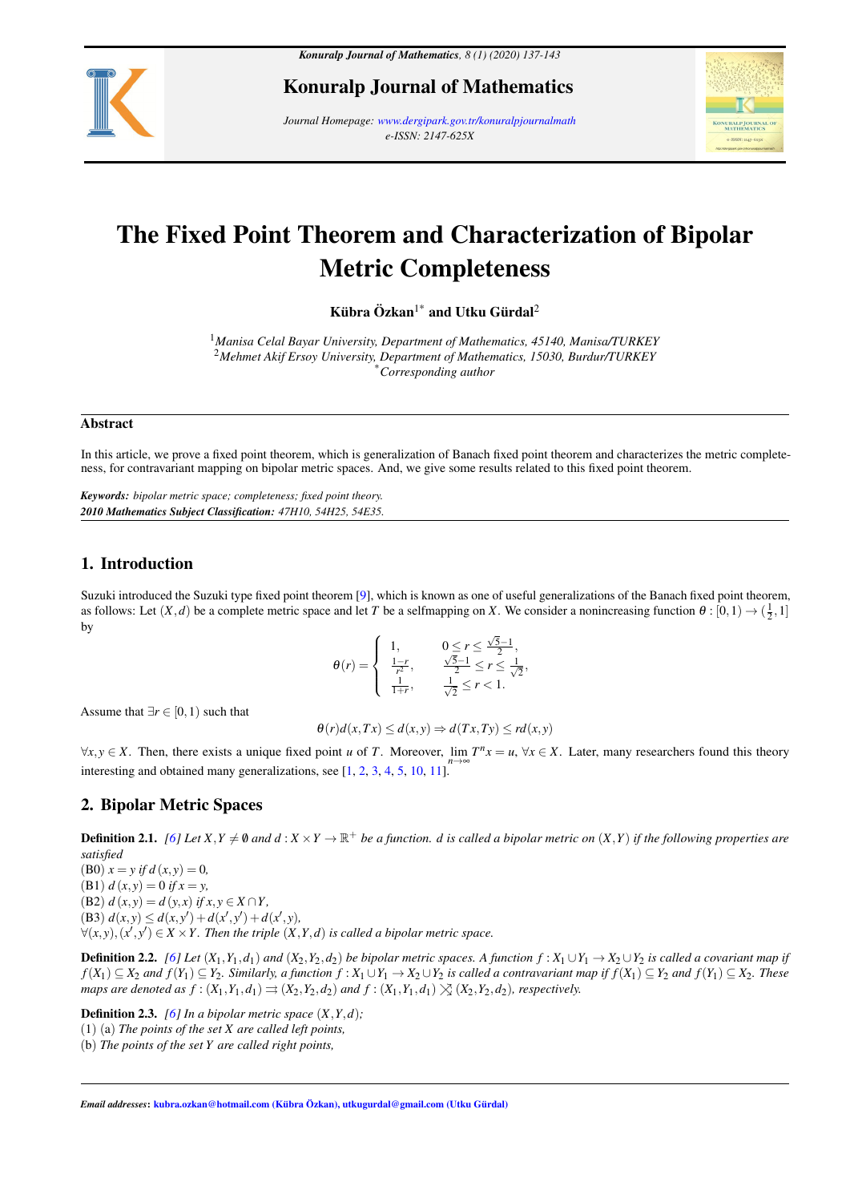# The Fixed Point Theorem and Characterization of Bipolar Metric Completeness

**Kübra Özkan**[1*] **and Utku Gürdal**[2]

[1] *Manisa Celal Bayar University, Department of Mathematics, 45140, Manisa/TURKEY*
[2] *Mehmet Akif Ersoy University, Department of Mathematics, 15030, Burdur/TURKEY*
[*] *Corresponding author*

## Abstract

In this article, we prove a fixed point theorem, which is generalization of Banach fixed point theorem and characterizes the metric completeness, for contravariant mapping on bipolar metric spaces. And, we give some results related to this fixed point theorem.

***Keywords:*** *bipolar metric space; completeness; fixed point theory.*
***2010 Mathematics Subject Classification:*** *47H10, 54H25, 54E35.*

## 1. Introduction

Suzuki introduced the Suzuki type fixed point theorem [9], which is known as one of useful generalizations of the Banach fixed point theorem, as follows: Let $(X,d)$ be a complete metric space and let $T$ be a selfmapping on $X$. We consider a nonincreasing function $\theta : [0,1) \to (\frac{1}{2},1]$ by

$$\theta(r) = \begin{cases} 1, & 0 \le r \le \frac{\sqrt{5}-1}{2}, \\ \frac{1-r}{r^2}, & \frac{\sqrt{5}-1}{2} \le r \le \frac{1}{\sqrt{2}}, \\ \frac{1}{1+r}, & \frac{1}{\sqrt{2}} \le r < 1. \end{cases}$$

Assume that $\exists r \in [0,1)$ such that

$$\theta(r)d(x,Tx) \le d(x,y) \Rightarrow d(Tx,Ty) \le rd(x,y)$$

$\forall x,y \in X$. Then, there exists a unique fixed point $u$ of $T$. Moreover, $\lim\limits_{n\to\infty} T^n x = u$, $\forall x \in X$. Later, many researchers found this theory interesting and obtained many generalizations, see [1, 2, 3, 4, 5, 10, 11].

## 2. Bipolar Metric Spaces

**Definition 2.1.** *[6] Let $X,Y \neq \emptyset$ and $d : X \times Y \to \mathbb{R}^+$ be a function. $d$ is called a bipolar metric on $(X,Y)$ if the following properties are satisfied*
(B0) $x = y$ *if* $d(x,y) = 0$,
(B1) $d(x,y) = 0$ *if* $x = y$,
(B2) $d(x,y) = d(y,x)$ *if* $x,y \in X \cap Y$,
(B3) $d(x,y) \le d(x,y') + d(x',y') + d(x',y)$,
$\forall (x,y),(x',y') \in X \times Y$. *Then the triple $(X,Y,d)$ is called a bipolar metric space.*

**Definition 2.2.** *[6] Let $(X_1,Y_1,d_1)$ and $(X_2,Y_2,d_2)$ be bipolar metric spaces. A function $f : X_1 \cup Y_1 \to X_2 \cup Y_2$ is called a covariant map if $f(X_1) \subseteq X_2$ and $f(Y_1) \subseteq Y_2$. Similarly, a function $f : X_1 \cup Y_1 \to X_2 \cup Y_2$ is called a contravariant map if $f(X_1) \subseteq Y_2$ and $f(Y_1) \subseteq X_2$. These maps are denoted as $f : (X_1,Y_1,d_1) \rightrightarrows (X_2,Y_2,d_2)$ and $f : (X_1,Y_1,d_1) \rightleftarrows (X_2,Y_2,d_2)$, respectively.*

**Definition 2.3.** *[6] In a bipolar metric space $(X,Y,d)$;*
(1) (a) *The points of the set $X$ are called left points,*
(b) *The points of the set $Y$ are called right points,*

**Email addresses:** kubra.ozkan@hotmail.com (Kübra Özkan), utkugurdal@gmail.com (Utku Gürdal)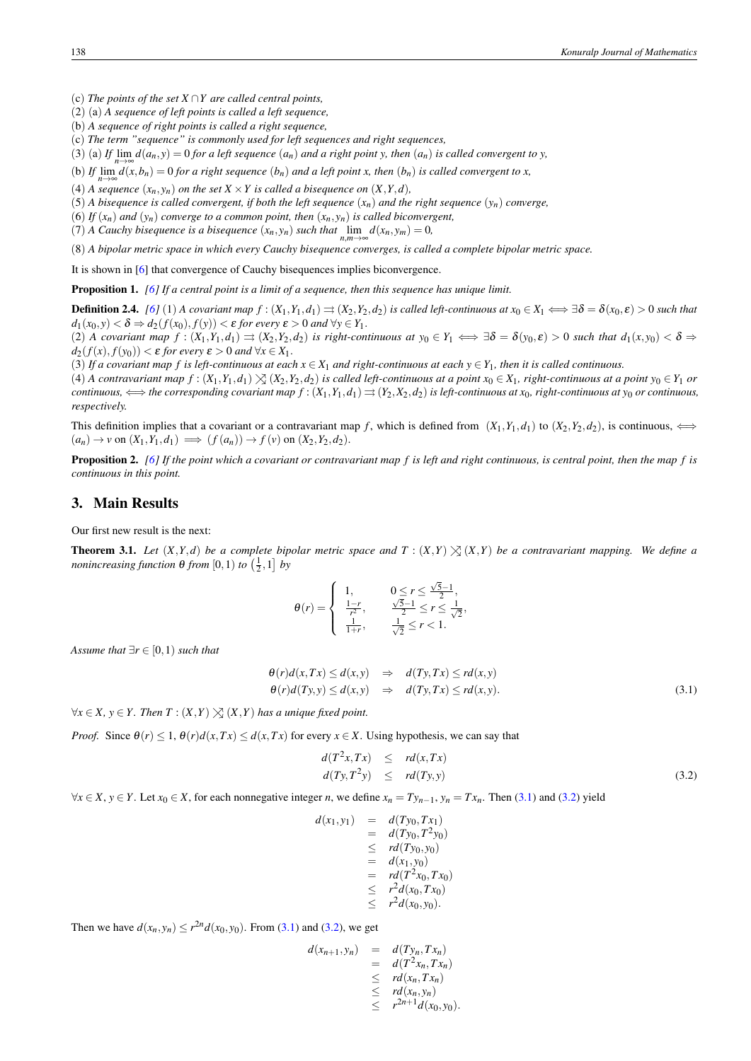(c) *The points of the set $X \cap Y$ are called central points,*

(2) (a) *A sequence of left points is called a left sequence,*

(b) *A sequence of right points is called a right sequence,*

(c) *The term "sequence" is commonly used for left sequences and right sequences,*

(3) (a) *If $\lim_{n\to\infty} d(a_n, y) = 0$ for a left sequence $(a_n)$ and a right point $y$, then $(a_n)$ is called convergent to $y$,*

(b) *If $\lim_{n\to\infty} d(x, b_n) = 0$ for a right sequence $(b_n)$ and a left point $x$, then $(b_n)$ is called convergent to $x$,*

(4) *A sequence $(x_n, y_n)$ on the set $X \times Y$ is called a bisequence on $(X,Y,d)$,*

(5) *A bisequence is called convergent, if both the left sequence $(x_n)$ and the right sequence $(y_n)$ converge,*

(6) *If $(x_n)$ and $(y_n)$ converge to a common point, then $(x_n, y_n)$ is called biconvergent,*

(7) *A Cauchy bisequence is a bisequence $(x_n, y_n)$ such that $\lim_{n,m\to\infty} d(x_n, y_m) = 0$,*

(8) *A bipolar metric space in which every Cauchy bisequence converges, is called a complete bipolar metric space.*

It is shown in [6] that convergence of Cauchy bisequences implies biconvergence.

**Proposition 1.** *[6] If a central point is a limit of a sequence, then this sequence has unique limit.*

**Definition 2.4.** *[6] (1) A covariant map $f : (X_1, Y_1, d_1) \rightrightarrows (X_2, Y_2, d_2)$ is called left-continuous at $x_0 \in X_1 \iff \exists \delta = \delta(x_0, \varepsilon) > 0$ such that $d_1(x_0, y) < \delta \Rightarrow d_2(f(x_0), f(y)) < \varepsilon$ for every $\varepsilon > 0$ and $\forall y \in Y_1$.*

*(2) A covariant map $f : (X_1, Y_1, d_1) \rightrightarrows (X_2, Y_2, d_2)$ is called right-continuous at $y_0 \in Y_1 \iff \exists \delta = \delta(y_0, \varepsilon) > 0$ such that $d_1(x, y_0) < \delta \Rightarrow d_2(f(x), f(y_0)) < \varepsilon$ for every $\varepsilon > 0$ and $\forall x \in X_1$.*

*(3) If a covariant map $f$ is left-continuous at each $x \in X_1$ and right-continuous at each $y \in Y_1$, then it is called continuous.*

*(4) A contravariant map $f : (X_1, Y_1, d_1) \rightleftarrows (X_2, Y_2, d_2)$ is called left-continuous at a point $x_0 \in X_1$, right-continuous at a point $y_0 \in Y_1$ or continuous, $\iff$ the corresponding covariant map $f : (X_1, Y_1, d_1) \rightrightarrows (Y_2, X_2, d_2)$ is left-continuous at $x_0$, right-continuous at $y_0$ or continuous, respectively.*

This definition implies that a covariant or a contravariant map $f$, which is defined from $(X_1, Y_1, d_1)$ to $(X_2, Y_2, d_2)$, is continuous, $\iff$ $(a_n) \to v$ on $(X_1, Y_1, d_1) \implies (f(a_n)) \to f(v)$ on $(X_2, Y_2, d_2)$.

**Proposition 2.** *[6] If the point which a covariant or contravariant map $f$ is left and right continuous, is central point, then the map $f$ is continuous in this point.*

## 3. Main Results

Our first new result is the next:

**Theorem 3.1.** *Let $(X,Y,d)$ be a complete bipolar metric space and $T : (X,Y) \rightleftarrows (X,Y)$ be a contravariant mapping. We define a nonincreasing function $\theta$ from $[0,1)$ to $\left(\frac{1}{2}, 1\right]$ by*

$$\theta(r) = \begin{cases} 1, & 0 \le r \le \frac{\sqrt{5}-1}{2}, \\ \frac{1-r}{r^2}, & \frac{\sqrt{5}-1}{2} \le r \le \frac{1}{\sqrt{2}}, \\ \frac{1}{1+r}, & \frac{1}{\sqrt{2}} \le r < 1. \end{cases}$$

*Assume that $\exists r \in [0,1)$ such that*

$$\begin{array}{rcl} \theta(r) d(x, Tx) \le d(x,y) & \Rightarrow & d(Ty, Tx) \le r d(x,y) \\ \theta(r) d(Ty, y) \le d(x,y) & \Rightarrow & d(Ty, Tx) \le r d(x,y). \end{array} \tag{3.1}$$

*$\forall x \in X,\ y \in Y$. Then $T : (X,Y) \rightleftarrows (X,Y)$ has a unique fixed point.*

*Proof.* Since $\theta(r) \le 1$, $\theta(r) d(x, Tx) \le d(x, Tx)$ for every $x \in X$. Using hypothesis, we can say that

$$\begin{array}{rcl} d(T^2 x, Tx) & \le & r d(x, Tx) \\ d(Ty, T^2 y) & \le & r d(Ty, y) \end{array} \tag{3.2}$$

$\forall x \in X,\ y \in Y$. Let $x_0 \in X$, for each nonnegative integer $n$, we define $x_n = T y_{n-1}$, $y_n = T x_n$. Then (3.1) and (3.2) yield

$$\begin{array}{rcl} d(x_1, y_1) & = & d(Ty_0, Tx_1) \\ & = & d(Ty_0, T^2 y_0) \\ & \le & r d(Ty_0, y_0) \\ & = & d(x_1, y_0) \\ & = & r d(T^2 x_0, Tx_0) \\ & \le & r^2 d(x_0, Tx_0) \\ & \le & r^2 d(x_0, y_0). \end{array}$$

Then we have $d(x_n, y_n) \le r^{2n} d(x_0, y_0)$. From (3.1) and (3.2), we get

$$\begin{array}{rcl} d(x_{n+1}, y_n) & = & d(Ty_n, Tx_n) \\ & = & d(T^2 x_n, Tx_n) \\ & \le & r d(x_n, Tx_n) \\ & \le & r d(x_n, y_n) \\ & \le & r^{2n+1} d(x_0, y_0). \end{array}$$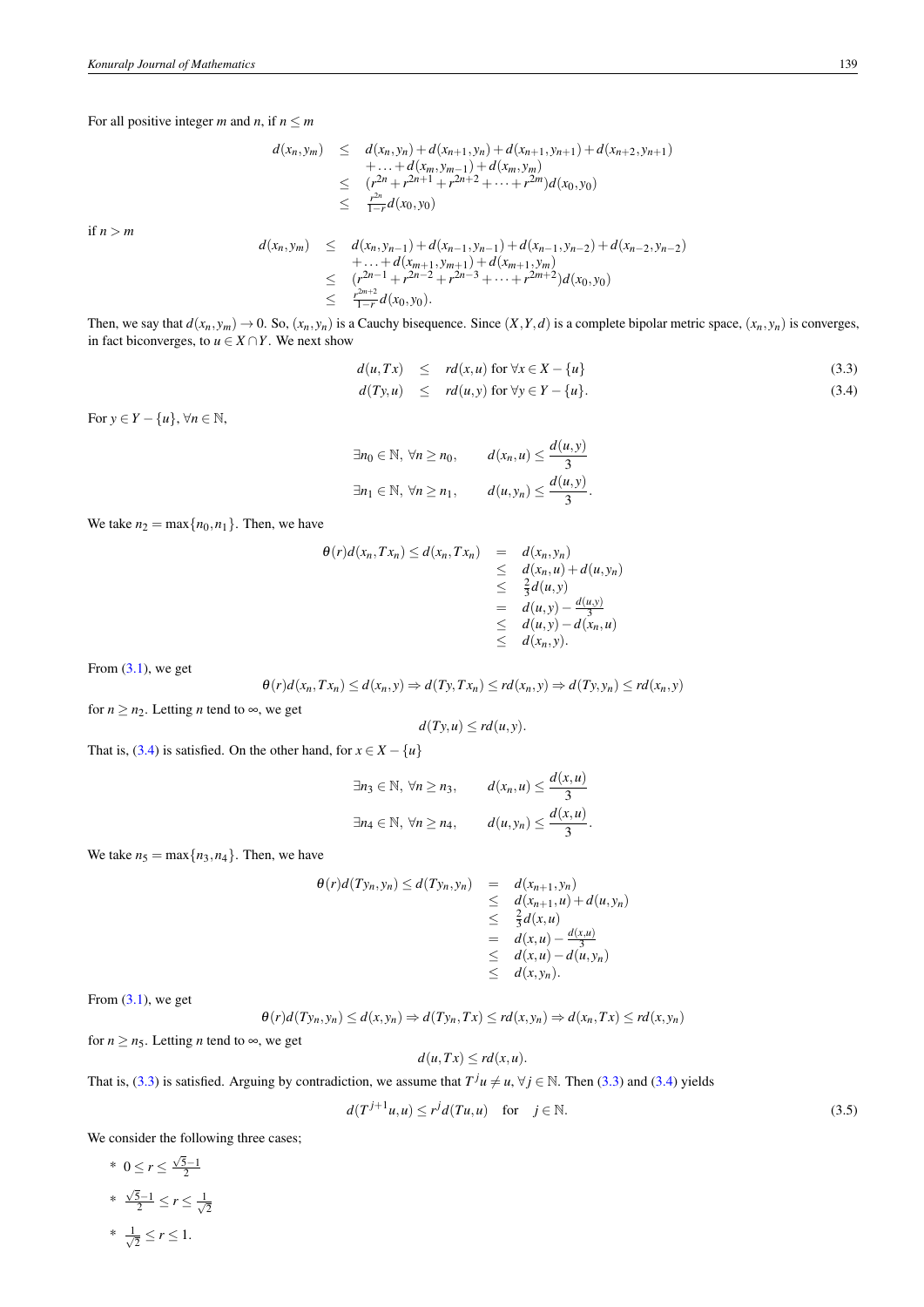For all positive integer $m$ and $n$, if $n \leq m$

$$
\begin{aligned}
d(x_n, y_m) &\leq d(x_n, y_n) + d(x_{n+1}, y_n) + d(x_{n+1}, y_{n+1}) + d(x_{n+2}, y_{n+1}) \\
&\quad + \ldots + d(x_m, y_{m-1}) + d(x_m, y_m) \\
&\leq (r^{2n} + r^{2n+1} + r^{2n+2} + \cdots + r^{2m}) d(x_0, y_0) \\
&\leq \frac{r^{2n}}{1-r} d(x_0, y_0)
\end{aligned}
$$

if $n > m$

$$
\begin{aligned}
d(x_n, y_m) &\leq d(x_n, y_{n-1}) + d(x_{n-1}, y_{n-1}) + d(x_{n-1}, y_{n-2}) + d(x_{n-2}, y_{n-2}) \\
&\quad + \ldots + d(x_{m+1}, y_{m+1}) + d(x_{m+1}, y_m) \\
&\leq (r^{2n-1} + r^{2n-2} + r^{2n-3} + \cdots + r^{2m+2}) d(x_0, y_0) \\
&\leq \frac{r^{2m+2}}{1-r} d(x_0, y_0).
\end{aligned}
$$

Then, we say that $d(x_n, y_m) \to 0$. So, $(x_n, y_n)$ is a Cauchy bisequence. Since $(X, Y, d)$ is a complete bipolar metric space, $(x_n, y_n)$ is converges, in fact biconverges, to $u \in X \cap Y$. We next show

$$
d(u, Tx) \leq rd(x, u) \text{ for } \forall x \in X - \{u\} \tag{3.3}
$$

$$
d(Ty, u) \leq rd(u, y) \text{ for } \forall y \in Y - \{u\}. \tag{3.4}
$$

For $y \in Y - \{u\}$, $\forall n \in \mathbb{N}$,

$$
\exists n_0 \in \mathbb{N},\ \forall n \geq n_0, \qquad d(x_n, u) \leq \frac{d(u, y)}{3}
$$

$$
\exists n_1 \in \mathbb{N},\ \forall n \geq n_1, \qquad d(u, y_n) \leq \frac{d(u, y)}{3}.
$$

We take $n_2 = \max\{n_0, n_1\}$. Then, we have

$$
\begin{aligned}
\theta(r) d(x_n, Tx_n) \leq d(x_n, Tx_n) &= d(x_n, y_n) \\
&\leq d(x_n, u) + d(u, y_n) \\
&\leq \frac{2}{3} d(u, y) \\
&= d(u, y) - \frac{d(u, y)}{3} \\
&\leq d(u, y) - d(x_n, u) \\
&\leq d(x_n, y).
\end{aligned}
$$

From (3.1), we get

$$
\theta(r) d(x_n, Tx_n) \leq d(x_n, y) \Rightarrow d(Ty, Tx_n) \leq rd(x_n, y) \Rightarrow d(Ty, y_n) \leq rd(x_n, y)
$$

for $n \geq n_2$. Letting $n$ tend to $\infty$, we get

$$
d(Ty, u) \leq rd(u, y).
$$

That is, (3.4) is satisfied. On the other hand, for $x \in X - \{u\}$

$$
\exists n_3 \in \mathbb{N},\ \forall n \geq n_3, \qquad d(x_n, u) \leq \frac{d(x, u)}{3}
$$

$$
\exists n_4 \in \mathbb{N},\ \forall n \geq n_4, \qquad d(u, y_n) \leq \frac{d(x, u)}{3}.
$$

We take $n_5 = \max\{n_3, n_4\}$. Then, we have

$$
\begin{aligned}
\theta(r) d(Ty_n, y_n) \leq d(Ty_n, y_n) &= d(x_{n+1}, y_n) \\
&\leq d(x_{n+1}, u) + d(u, y_n) \\
&\leq \frac{2}{3} d(x, u) \\
&= d(x, u) - \frac{d(x, u)}{3} \\
&\leq d(x, u) - d(u, y_n) \\
&\leq d(x, y_n).
\end{aligned}
$$

From (3.1), we get

$$
\theta(r) d(Ty_n, y_n) \leq d(x, y_n) \Rightarrow d(Ty_n, Tx) \leq rd(x, y_n) \Rightarrow d(x_n, Tx) \leq rd(x, y_n)
$$

for $n \geq n_5$. Letting $n$ tend to $\infty$, we get

$$
d(u, Tx) \leq rd(x, u).
$$

That is, (3.3) is satisfied. Arguing by contradiction, we assume that $T^j u \neq u$, $\forall j \in \mathbb{N}$. Then (3.3) and (3.4) yields

$$
d(T^{j+1} u, u) \leq r^j d(Tu, u) \quad \text{for} \quad j \in \mathbb{N}. \tag{3.5}
$$

We consider the following three cases;

* $0 \leq r \leq \frac{\sqrt{5}-1}{2}$
* $\frac{\sqrt{5}-1}{2} \leq r \leq \frac{1}{\sqrt{2}}$
* $\frac{1}{\sqrt{2}} \leq r \leq 1.$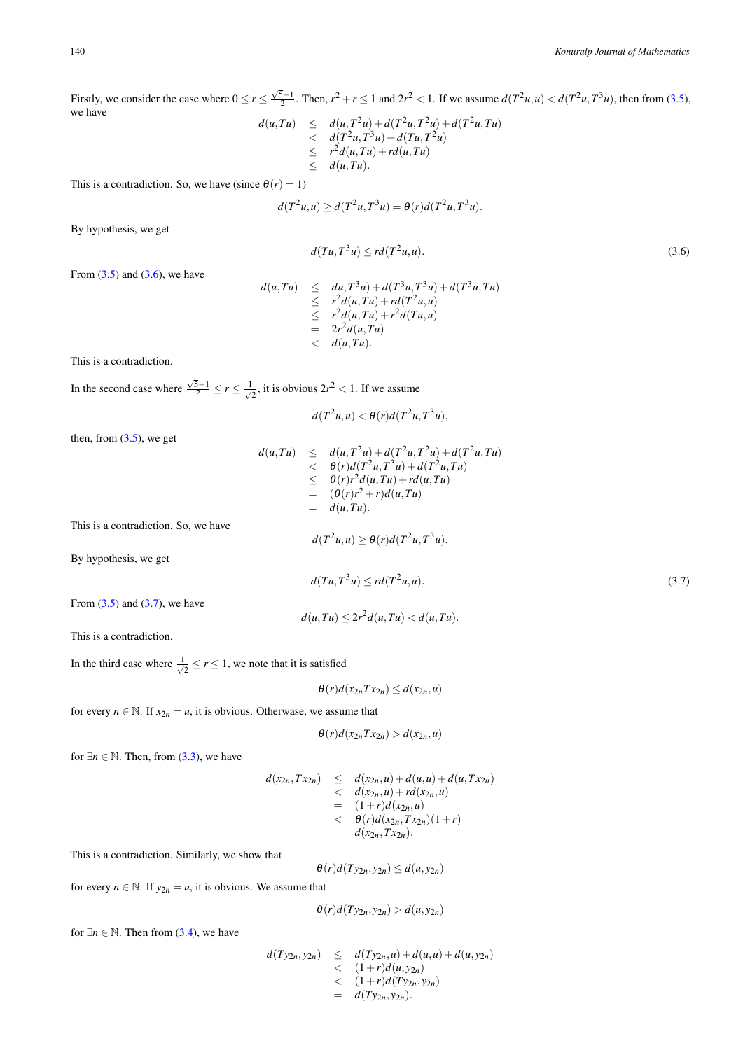Firstly, we consider the case where $0 \leq r \leq \frac{\sqrt{5}-1}{2}$. Then, $r^2 + r \leq 1$ and $2r^2 < 1$. If we assume $d(T^2u, u) < d(T^2u, T^3u)$, then from (3.5), we have

$$\begin{aligned} d(u,Tu) &\leq d(u,T^2u) + d(T^2u,T^2u) + d(T^2u,Tu) \\ &< d(T^2u,T^3u) + d(Tu,T^2u) \\ &\leq r^2 d(u,Tu) + r d(u,Tu) \\ &\leq d(u,Tu). \end{aligned}$$

This is a contradiction. So, we have (since $\theta(r) = 1$)

$$d(T^2u,u) \geq d(T^2u,T^3u) = \theta(r) d(T^2u,T^3u).$$

By hypothesis, we get

$$d(Tu,T^3u) \leq r d(T^2u,u). \tag{3.6}$$

From (3.5) and (3.6), we have

$$\begin{aligned} d(u,Tu) &\leq du,T^3u) + d(T^3u,T^3u) + d(T^3u,Tu) \\ &\leq r^2 d(u,Tu) + r d(T^2u,u) \\ &\leq r^2 d(u,Tu) + r^2 d(Tu,u) \\ &= 2r^2 d(u,Tu) \\ &< d(u,Tu). \end{aligned}$$

This is a contradiction.

In the second case where $\frac{\sqrt{5}-1}{2} \leq r \leq \frac{1}{\sqrt{2}}$, it is obvious $2r^2 < 1$. If we assume

$$d(T^2u,u) < \theta(r) d(T^2u,T^3u),$$

then, from (3.5), we get

$$\begin{aligned} d(u,Tu) &\leq d(u,T^2u) + d(T^2u,T^2u) + d(T^2u,Tu) \\ &< \theta(r) d(T^2u,T^3u) + d(T^2u,Tu) \\ &\leq \theta(r) r^2 d(u,Tu) + r d(u,Tu) \\ &= (\theta(r) r^2 + r) d(u,Tu) \\ &= d(u,Tu). \end{aligned}$$

This is a contradiction. So, we have

$$d(T^2u,u) \geq \theta(r) d(T^2u,T^3u).$$

By hypothesis, we get

$$d(Tu,T^3u) \leq r d(T^2u,u). \tag{3.7}$$

From (3.5) and (3.7), we have

$$d(u,Tu) \leq 2r^2 d(u,Tu) < d(u,Tu).$$

This is a contradiction.

In the third case where $\frac{1}{\sqrt{2}} \leq r \leq 1$, we note that it is satisfied

$$\theta(r) d(x_{2n} T x_{2n}) \leq d(x_{2n}, u)$$

for every $n \in \mathbb{N}$. If $x_{2n} = u$, it is obvious. Otherwase, we assume that

$$\theta(r) d(x_{2n} T x_{2n}) > d(x_{2n}, u)$$

for $\exists n \in \mathbb{N}$. Then, from (3.3), we have

$$\begin{aligned} d(x_{2n}, Tx_{2n}) &\leq d(x_{2n}, u) + d(u,u) + d(u, Tx_{2n}) \\ &< d(x_{2n}, u) + r d(x_{2n}, u) \\ &= (1+r) d(x_{2n}, u) \\ &< \theta(r) d(x_{2n}, Tx_{2n})(1+r) \\ &= d(x_{2n}, Tx_{2n}). \end{aligned}$$

This is a contradiction. Similarly, we show that

$$\theta(r) d(Ty_{2n}, y_{2n}) \leq d(u, y_{2n})$$

for every $n \in \mathbb{N}$. If $y_{2n} = u$, it is obvious. We assume that

$$\theta(r) d(Ty_{2n}, y_{2n}) > d(u, y_{2n})$$

for $\exists n \in \mathbb{N}$. Then from (3.4), we have

$$\begin{aligned} d(Ty_{2n}, y_{2n}) &\leq d(Ty_{2n}, u) + d(u,u) + d(u, y_{2n}) \\ &< (1+r) d(u, y_{2n}) \\ &< (1+r) d(Ty_{2n}, y_{2n}) \\ &= d(Ty_{2n}, y_{2n}). \end{aligned}$$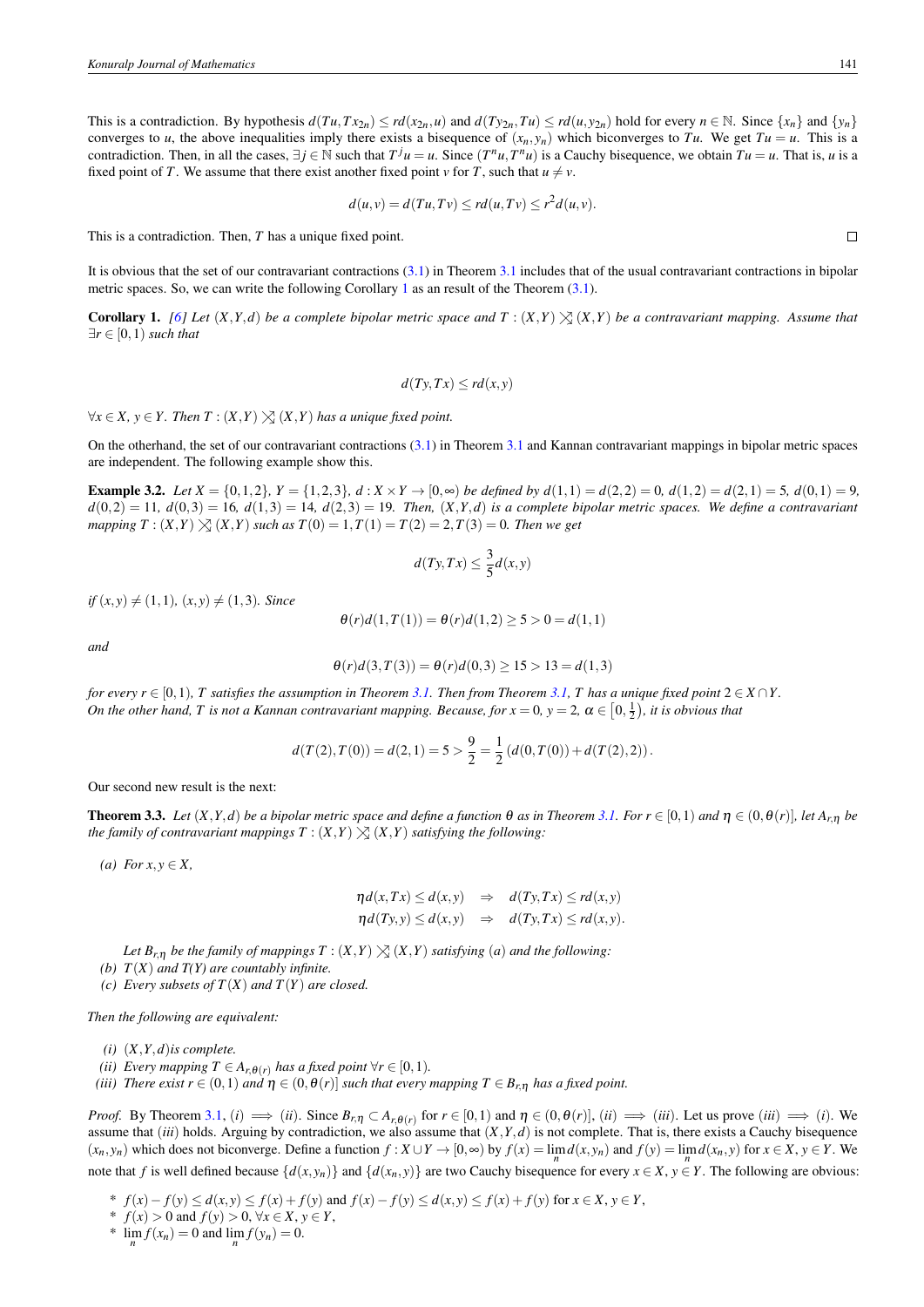This is a contradiction. By hypothesis $d(Tu, Tx_{2n}) \leq rd(x_{2n}, u)$ and $d(Ty_{2n}, Tu) \leq rd(u, y_{2n})$ hold for every $n \in \mathbb{N}$. Since $\{x_n\}$ and $\{y_n\}$ converges to $u$, the above inequalities imply there exists a bisequence of $(x_n, y_n)$ which biconverges to $Tu$. We get $Tu = u$. This is a contradiction. Then, in all the cases, $\exists j \in \mathbb{N}$ such that $T^j u = u$. Since $(T^n u, T^n u)$ is a Cauchy bisequence, we obtain $Tu = u$. That is, $u$ is a fixed point of $T$. We assume that there exist another fixed point $v$ for $T$, such that $u \neq v$.

$$d(u,v) = d(Tu,Tv) \leq rd(u,Tv) \leq r^2 d(u,v).$$

This is a contradiction. Then, $T$ has a unique fixed point. □

It is obvious that the set of our contravariant contractions (3.1) in Theorem 3.1 includes that of the usual contravariant contractions in bipolar metric spaces. So, we can write the following Corollary 1 as an result of the Theorem (3.1).

**Corollary 1.** *[6] Let $(X,Y,d)$ be a complete bipolar metric space and $T : (X,Y) \rightleftarrows (X,Y)$ be a contravariant mapping. Assume that $\exists r \in [0,1)$ such that*

$$d(Ty,Tx) \leq rd(x,y)$$

*$\forall x \in X$, $y \in Y$. Then $T : (X,Y) \rightleftarrows (X,Y)$ has a unique fixed point.*

On the otherhand, the set of our contravariant contractions (3.1) in Theorem 3.1 and Kannan contravariant mappings in bipolar metric spaces are independent. The following example show this.

**Example 3.2.** *Let $X = \{0,1,2\}$, $Y = \{1,2,3\}$, $d : X \times Y \to [0,\infty)$ be defined by $d(1,1) = d(2,2) = 0$, $d(1,2) = d(2,1) = 5$, $d(0,1) = 9$, $d(0,2) = 11$, $d(0,3) = 16$, $d(1,3) = 14$, $d(2,3) = 19$. Then, $(X,Y,d)$ is a complete bipolar metric spaces. We define a contravariant mapping $T : (X,Y) \rightleftarrows (X,Y)$ such as $T(0) = 1, T(1) = T(2) = 2, T(3) = 0$. Then we get*

$$d(Ty,Tx) \leq \frac{3}{5} d(x,y)$$

*if $(x,y) \neq (1,1)$, $(x,y) \neq (1,3)$. Since*

$$\theta(r)d(1,T(1)) = \theta(r)d(1,2) \geq 5 > 0 = d(1,1)$$

*and*

$$\theta(r)d(3,T(3)) = \theta(r)d(0,3) \geq 15 > 13 = d(1,3)$$

*for every $r \in [0,1)$, $T$ satisfies the assumption in Theorem 3.1. Then from Theorem 3.1, $T$ has a unique fixed point $2 \in X \cap Y$. On the other hand, $T$ is not a Kannan contravariant mapping. Because, for $x = 0$, $y = 2$, $\alpha \in \left[0, \frac{1}{2}\right)$, it is obvious that*

$$d(T(2),T(0)) = d(2,1) = 5 > \frac{9}{2} = \frac{1}{2}\left(d(0,T(0)) + d(T(2),2)\right).$$

Our second new result is the next:

**Theorem 3.3.** *Let $(X,Y,d)$ be a bipolar metric space and define a function $\theta$ as in Theorem 3.1. For $r \in [0,1)$ and $\eta \in (0, \theta(r)]$, let $A_{r,\eta}$ be the family of contravariant mappings $T : (X,Y) \rightleftarrows (X,Y)$ satisfying the following:*

*(a) For $x, y \in X$,*

$$\eta d(x,Tx) \leq d(x,y) \quad \Rightarrow \quad d(Ty,Tx) \leq rd(x,y)$$
$$\eta d(Ty,y) \leq d(x,y) \quad \Rightarrow \quad d(Ty,Tx) \leq rd(x,y).$$

*Let $B_{r,\eta}$ be the family of mappings $T : (X,Y) \rightleftarrows (X,Y)$ satisfying $(a)$ and the following:*

*(b) $T(X)$ and $T(Y)$ are countably infinite.*

*(c) Every subsets of $T(X)$ and $T(Y)$ are closed.*

*Then the following are equivalent:*

*(i) $(X,Y,d)$ is complete.*

*(ii) Every mapping $T \in A_{r,\theta(r)}$ has a fixed point $\forall r \in [0,1)$.*

*(iii) There exist $r \in (0,1)$ and $\eta \in (0, \theta(r)]$ such that every mapping $T \in B_{r,\eta}$ has a fixed point.*

*Proof.* By Theorem 3.1, $(i) \implies (ii)$. Since $B_{r,\eta} \subset A_{r,\theta(r)}$ for $r \in [0,1)$ and $\eta \in (0, \theta(r)]$, $(ii) \implies (iii)$. Let us prove $(iii) \implies (i)$. We assume that $(iii)$ holds. Arguing by contradiction, we also assume that $(X,Y,d)$ is not complete. That is, there exists a Cauchy bisequence $(x_n, y_n)$ which does not biconverge. Define a function $f : X \cup Y \to [0,\infty)$ by $f(x) = \lim_n d(x, y_n)$ and $f(y) = \lim_n d(x_n, y)$ for $x \in X$, $y \in Y$. We note that $f$ is well defined because $\{d(x, y_n)\}$ and $\{d(x_n, y)\}$ are two Cauchy bisequence for every $x \in X$, $y \in Y$. The following are obvious:

* $f(x) - f(y) \leq d(x,y) \leq f(x) + f(y)$ and $f(x) - f(y) \leq d(x,y) \leq f(x) + f(y)$ for $x \in X$, $y \in Y$,
* $f(x) > 0$ and $f(y) > 0$, $\forall x \in X$, $y \in Y$,
* $\lim_n f(x_n) = 0$ and $\lim_n f(y_n) = 0$.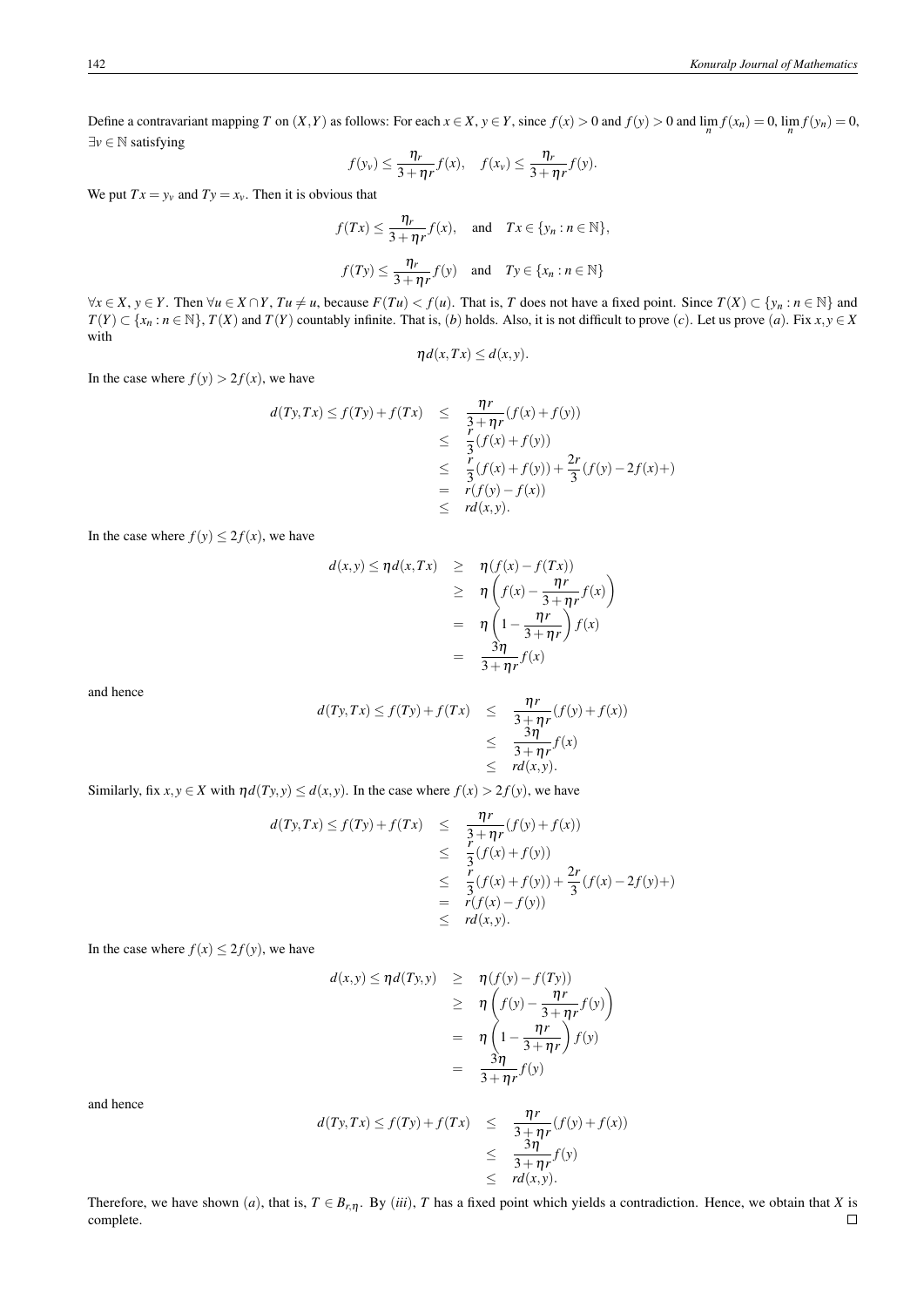Define a contravariant mapping $T$ on $(X,Y)$ as follows: For each $x \in X$, $y \in Y$, since $f(x) > 0$ and $f(y) > 0$ and $\lim_n f(x_n) = 0$, $\lim_n f(y_n) = 0$, $\exists v \in \mathbb{N}$ satisfying

$$f(y_v) \leq \frac{\eta_r}{3+\eta r} f(x), \quad f(x_v) \leq \frac{\eta_r}{3+\eta r} f(y).$$

We put $Tx = y_v$ and $Ty = x_v$. Then it is obvious that

$$f(Tx) \leq \frac{\eta_r}{3+\eta r} f(x), \quad \text{and} \quad Tx \in \{y_n : n \in \mathbb{N}\},$$

$$f(Ty) \leq \frac{\eta_r}{3+\eta r} f(y) \quad \text{and} \quad Ty \in \{x_n : n \in \mathbb{N}\}$$

$\forall x \in X$, $y \in Y$. Then $\forall u \in X \cap Y$, $Tu \neq u$, because $F(Tu) < f(u)$. That is, $T$ does not have a fixed point. Since $T(X) \subset \{y_n : n \in \mathbb{N}\}$ and $T(Y) \subset \{x_n : n \in \mathbb{N}\}$, $T(X)$ and $T(Y)$ countably infinite. That is, $(b)$ holds. Also, it is not difficult to prove $(c)$. Let us prove $(a)$. Fix $x, y \in X$ with

$$\eta d(x,Tx) \leq d(x,y).$$

In the case where $f(y) > 2f(x)$, we have

$$\begin{aligned}
d(Ty,Tx) \leq f(Ty) + f(Tx) &\leq \frac{\eta r}{3+\eta r}(f(x)+f(y)) \\
&\leq \frac{r}{3}(f(x)+f(y)) \\
&\leq \frac{r}{3}(f(x)+f(y)) + \frac{2r}{3}(f(y) - 2f(x)+) \\
&= r(f(y)-f(x)) \\
&\leq rd(x,y).
\end{aligned}$$

In the case where $f(y) \leq 2f(x)$, we have

$$\begin{aligned}
d(x,y) \leq \eta d(x,Tx) &\geq \eta(f(x) - f(Tx)) \\
&\geq \eta\left(f(x) - \frac{\eta r}{3+\eta r} f(x)\right) \\
&= \eta\left(1 - \frac{\eta r}{3+\eta r}\right) f(x) \\
&= \frac{3\eta}{3+\eta r} f(x)
\end{aligned}$$

and hence

$$\begin{aligned}
d(Ty,Tx) \leq f(Ty) + f(Tx) &\leq \frac{\eta r}{3+\eta r}(f(y)+f(x)) \\
&\leq \frac{3\eta}{3+\eta r} f(x) \\
&\leq rd(x,y).
\end{aligned}$$

Similarly, fix $x, y \in X$ with $\eta d(Ty,y) \leq d(x,y)$. In the case where $f(x) > 2f(y)$, we have

$$\begin{aligned}
d(Ty,Tx) \leq f(Ty) + f(Tx) &\leq \frac{\eta r}{3+\eta r}(f(y)+f(x)) \\
&\leq \frac{r}{3}(f(x)+f(y)) \\
&\leq \frac{r}{3}(f(x)+f(y)) + \frac{2r}{3}(f(x) - 2f(y)+) \\
&= r(f(x)-f(y)) \\
&\leq rd(x,y).
\end{aligned}$$

In the case where $f(x) \leq 2f(y)$, we have

$$\begin{aligned}
d(x,y) \leq \eta d(Ty,y) &\geq \eta(f(y) - f(Ty)) \\
&\geq \eta\left(f(y) - \frac{\eta r}{3+\eta r} f(y)\right) \\
&= \eta\left(1 - \frac{\eta r}{3+\eta r}\right) f(y) \\
&= \frac{3\eta}{3+\eta r} f(y)
\end{aligned}$$

and hence

$$\begin{aligned}
d(Ty,Tx) \leq f(Ty) + f(Tx) &\leq \frac{\eta r}{3+\eta r}(f(y)+f(x)) \\
&\leq \frac{3\eta}{3+\eta r} f(y) \\
&\leq rd(x,y).
\end{aligned}$$

Therefore, we have shown $(a)$, that is, $T \in B_{r,\eta}$. By $(iii)$, $T$ has a fixed point which yields a contradiction. Hence, we obtain that $X$ is complete. $\square$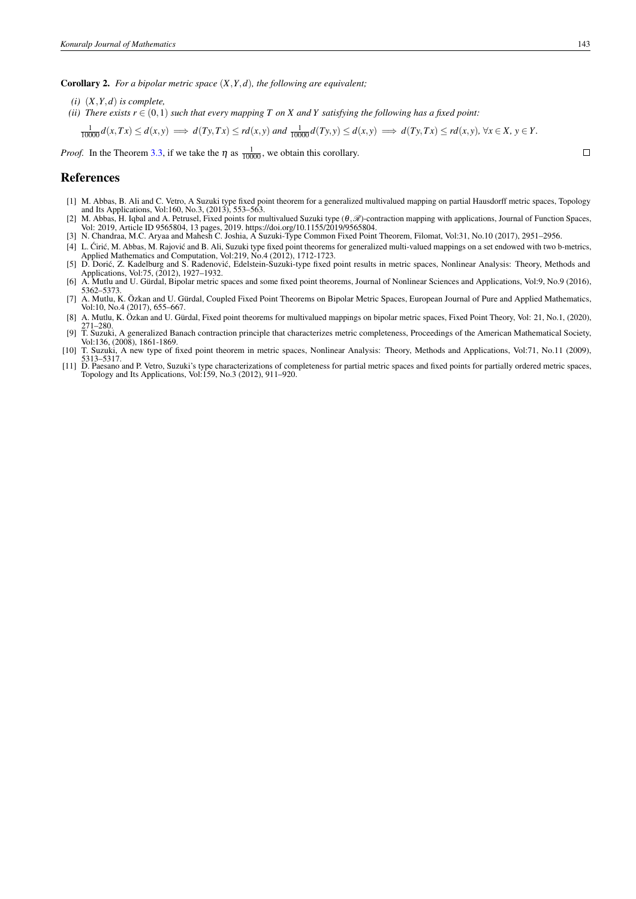**Corollary 2.** *For a bipolar metric space $(X,Y,d)$, the following are equivalent;*

*(i)* $(X,Y,d)$ *is complete,*

*(ii) There exists $r \in (0,1)$ such that every mapping $T$ on $X$ and $Y$ satisfying the following has a fixed point:*

$$\frac{1}{10000} d(x,Tx) \leq d(x,y) \implies d(Ty,Tx) \leq rd(x,y) \text{ and } \frac{1}{10000} d(Ty,y) \leq d(x,y) \implies d(Ty,Tx) \leq rd(x,y), \forall x \in X,\ y \in Y.$$

*Proof.* In the Theorem 3.3, if we take the $\eta$ as $\frac{1}{10000}$, we obtain this corollary. ∎

## References

[1] M. Abbas, B. Ali and C. Vetro, A Suzuki type fixed point theorem for a generalized multivalued mapping on partial Hausdorff metric spaces, Topology and Its Applications, Vol:160, No.3, (2013), 553–563.

[2] M. Abbas, H. Iqbal and A. Petrusel, Fixed points for multivalued Suzuki type $(\theta,\mathscr{R})$-contraction mapping with applications, Journal of Function Spaces, Vol: 2019, Article ID 9565804, 13 pages, 2019. https://doi.org/10.1155/2019/9565804.

[3] N. Chandraa, M.C. Aryaa and Mahesh C. Joshia, A Suzuki-Type Common Fixed Point Theorem, Filomat, Vol:31, No.10 (2017), 2951–2956.

[4] L. Ćirić, M. Abbas, M. Rajović and B. Ali, Suzuki type fixed point theorems for generalized multi-valued mappings on a set endowed with two b-metrics, Applied Mathematics and Computation, Vol:219, No.4 (2012), 1712-1723.

[5] D. Dorić, Z. Kadelburg and S. Radenović, Edelstein-Suzuki-type fixed point results in metric spaces, Nonlinear Analysis: Theory, Methods and Applications, Vol:75, (2012), 1927–1932.

[6] A. Mutlu and U. Gürdal, Bipolar metric spaces and some fixed point theorems, Journal of Nonlinear Sciences and Applications, Vol:9, No.9 (2016), 5362–5373.

[7] A. Mutlu, K. Özkan and U. Gürdal, Coupled Fixed Point Theorems on Bipolar Metric Spaces, European Journal of Pure and Applied Mathematics, Vol:10, No.4 (2017), 655–667.

[8] A. Mutlu, K. Özkan and U. Gürdal, Fixed point theorems for multivalued mappings on bipolar metric spaces, Fixed Point Theory, Vol: 21, No.1, (2020), 271–280.

[9] T. Suzuki, A generalized Banach contraction principle that characterizes metric completeness, Proceedings of the American Mathematical Society, Vol:136, (2008), 1861-1869.

[10] T. Suzuki, A new type of fixed point theorem in metric spaces, Nonlinear Analysis: Theory, Methods and Applications, Vol:71, No.11 (2009), 5313–5317.

[11] D. Paesano and P. Vetro, Suzuki's type characterizations of completeness for partial metric spaces and fixed points for partially ordered metric spaces, Topology and Its Applications, Vol:159, No.3 (2012), 911–920.